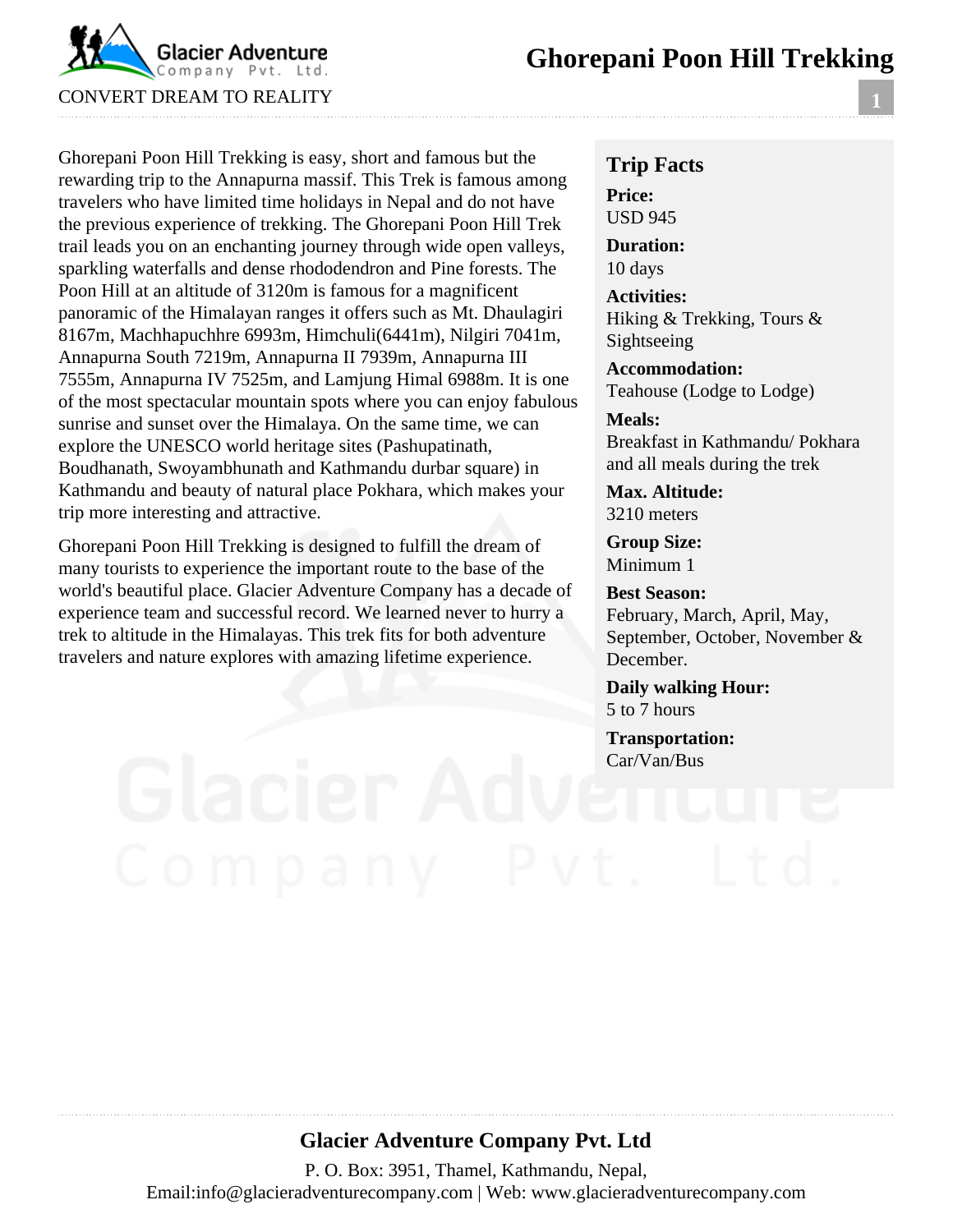# Ghorepani Poon Hill Trekking

Ghorepani Poon Hill Trekking is easy, short and famous but the rewarding trip to the Annapurna massif. This Trek is famous among travelers who have limited time holidays in Nepal and do not have the previous experience of trekking. The Ghorepani Poon Hill Trek trail leads you on an enchanting journey through wide open valleys, sparkling waterfalls and dense rhododendron and Pine forests. The Poon Hill at an altitude of 3120m is famous for a magnificent panoramic of the Himalayan ranges it offers such as Mt. Dhaulagiri 8167m, Machhapuchhre 6993m, Himchuli(6441m), Nilgiri 7041m, Annapurna South 7219m, Annapurna II 7939m, Annapurna III 7555m, Annapurna IV 7525m, and Lamjung Himal 6988m. It is one of the most spectacular mountain spots where you can enjoy fabulous sunrise and sunset over the Himalaya. On the same time, we can explore the UNESCO world heritage sites (Pashupatinath, Boudhanath, Swoyambhunath and Kathmandu durbar square) in Kathmandu and beauty of natural place Pokhara, which makes your trip more interesting and attractive.

Ghorepani Poon Hill Trekking is designed to fulfill the dream of many tourists to experience the important route to the base of the world's beautiful place. Glacier Adventure Company has a decade of experience team and successful record. We learned never to hurry a trek to altitude in the Himalayas. This trek fits for both adventure travelers and nature explores with amazing lifetime experience.

## Trip Facts

**Price:**
USD 945

**Duration:**
10 days

**Activities:**
Hiking & Trekking, Tours & Sightseeing

**Accommodation:**
Teahouse (Lodge to Lodge)

**Meals:**
Breakfast in Kathmandu/ Pokhara and all meals during the trek

**Max. Altitude:**
3210 meters

**Group Size:**
Minimum 1

**Best Season:**
February, March, April, May, September, October, November & December.

**Daily walking Hour:**
5 to 7 hours

**Transportation:**
Car/Van/Bus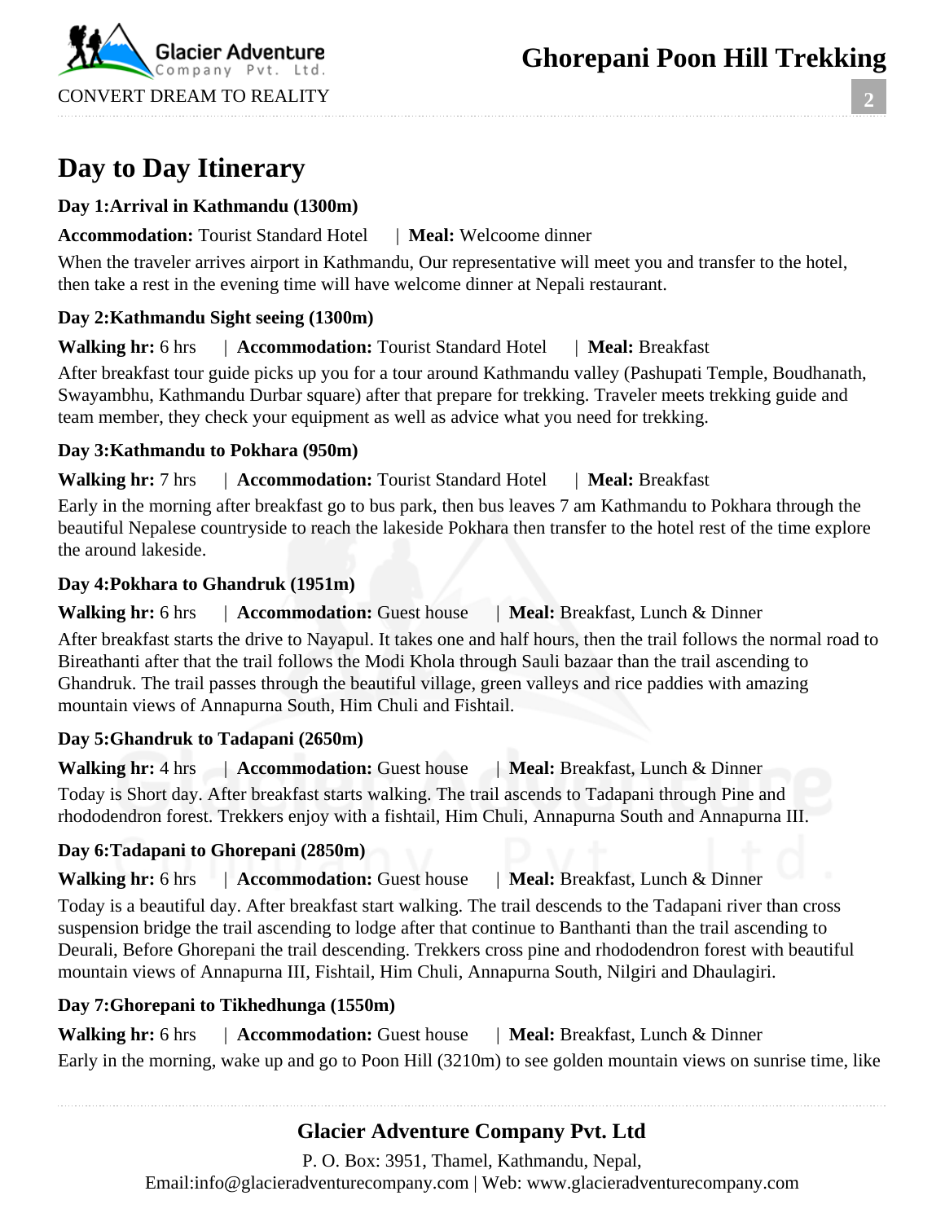## Day to Day Itinerary

### Day 1:Arrival in Kathmandu (1300m)

**Accommodation:** Tourist Standard Hotel | **Meal:** Welcoome dinner

When the traveler arrives airport in Kathmandu, Our representative will meet you and transfer to the hotel, then take a rest in the evening time will have welcome dinner at Nepali restaurant.

### Day 2:Kathmandu Sight seeing (1300m)

**Walking hr:** 6 hrs | **Accommodation:** Tourist Standard Hotel | **Meal:** Breakfast

After breakfast tour guide picks up you for a tour around Kathmandu valley (Pashupati Temple, Boudhanath, Swayambhu, Kathmandu Durbar square) after that prepare for trekking. Traveler meets trekking guide and team member, they check your equipment as well as advice what you need for trekking.

### Day 3:Kathmandu to Pokhara (950m)

**Walking hr:** 7 hrs | **Accommodation:** Tourist Standard Hotel | **Meal:** Breakfast

Early in the morning after breakfast go to bus park, then bus leaves 7 am Kathmandu to Pokhara through the beautiful Nepalese countryside to reach the lakeside Pokhara then transfer to the hotel rest of the time explore the around lakeside.

### Day 4:Pokhara to Ghandruk (1951m)

**Walking hr:** 6 hrs | **Accommodation:** Guest house | **Meal:** Breakfast, Lunch & Dinner

After breakfast starts the drive to Nayapul. It takes one and half hours, then the trail follows the normal road to Bireathanti after that the trail follows the Modi Khola through Sauli bazaar than the trail ascending to Ghandruk. The trail passes through the beautiful village, green valleys and rice paddies with amazing mountain views of Annapurna South, Him Chuli and Fishtail.

### Day 5:Ghandruk to Tadapani (2650m)

**Walking hr:** 4 hrs | **Accommodation:** Guest house | **Meal:** Breakfast, Lunch & Dinner

Today is Short day. After breakfast starts walking. The trail ascends to Tadapani through Pine and rhododendron forest. Trekkers enjoy with a fishtail, Him Chuli, Annapurna South and Annapurna III.

### Day 6:Tadapani to Ghorepani (2850m)

**Walking hr:** 6 hrs | **Accommodation:** Guest house | **Meal:** Breakfast, Lunch & Dinner

Today is a beautiful day. After breakfast start walking. The trail descends to the Tadapani river than cross suspension bridge the trail ascending to lodge after that continue to Banthanti than the trail ascending to Deurali, Before Ghorepani the trail descending. Trekkers cross pine and rhododendron forest with beautiful mountain views of Annapurna III, Fishtail, Him Chuli, Annapurna South, Nilgiri and Dhaulagiri.

### Day 7:Ghorepani to Tikhedhunga (1550m)

**Walking hr:** 6 hrs | **Accommodation:** Guest house | **Meal:** Breakfast, Lunch & Dinner

Early in the morning, wake up and go to Poon Hill (3210m) to see golden mountain views on sunrise time, like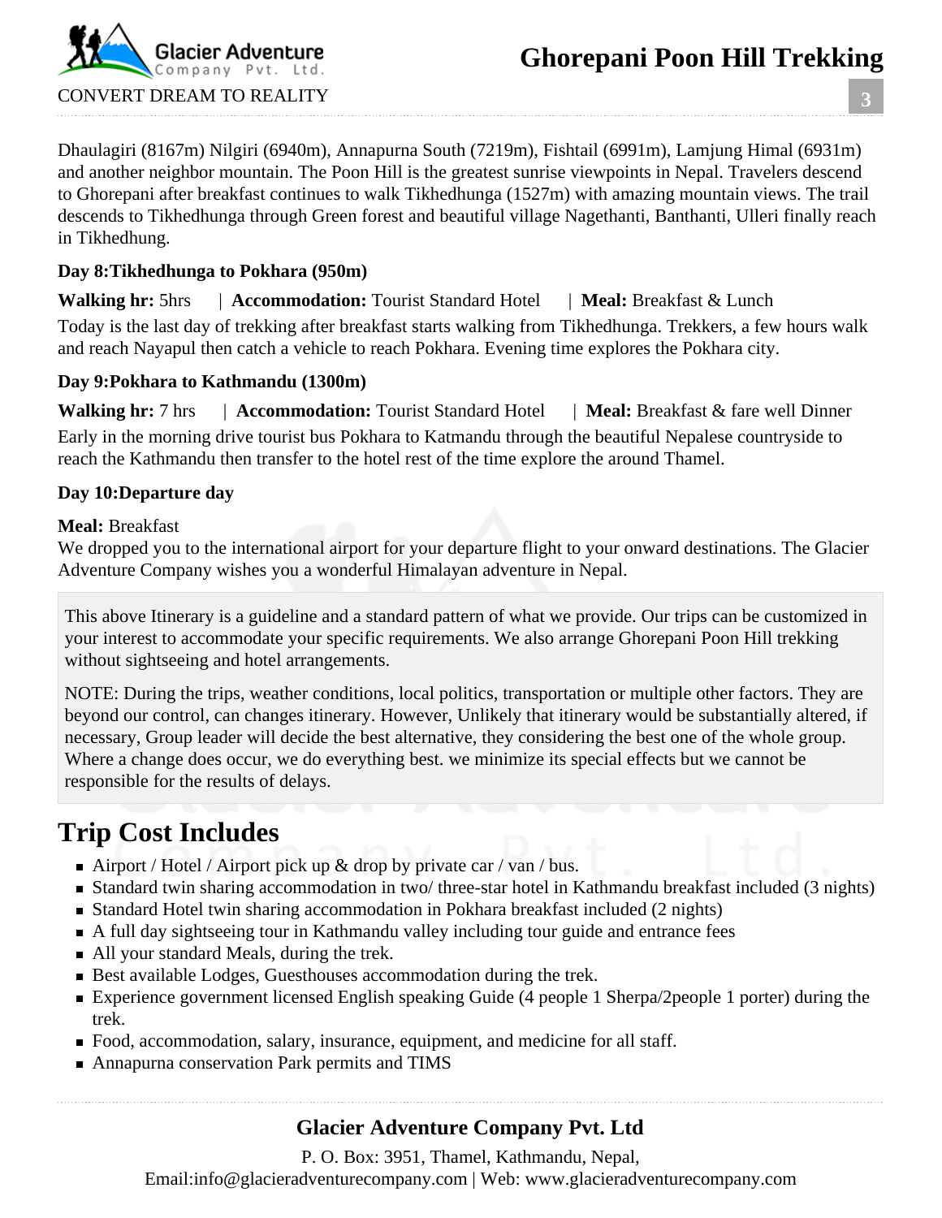Dhaulagiri (8167m) Nilgiri (6940m), Annapurna South (7219m), Fishtail (6991m), Lamjung Himal (6931m) and another neighbor mountain. The Poon Hill is the greatest sunrise viewpoints in Nepal. Travelers descend to Ghorepani after breakfast continues to walk Tikhedhunga (1527m) with amazing mountain views. The trail descends to Tikhedhunga through Green forest and beautiful village Nagethanti, Banthanti, Ulleri finally reach in Tikhedhung.

**Day 8:Tikhedhunga to Pokhara (950m)**

**Walking hr:** 5hrs | **Accommodation:** Tourist Standard Hotel | **Meal:** Breakfast & Lunch

Today is the last day of trekking after breakfast starts walking from Tikhedhunga. Trekkers, a few hours walk and reach Nayapul then catch a vehicle to reach Pokhara. Evening time explores the Pokhara city.

**Day 9:Pokhara to Kathmandu (1300m)**

**Walking hr:** 7 hrs | **Accommodation:** Tourist Standard Hotel | **Meal:** Breakfast & fare well Dinner

Early in the morning drive tourist bus Pokhara to Katmandu through the beautiful Nepalese countryside to reach the Kathmandu then transfer to the hotel rest of the time explore the around Thamel.

**Day 10:Departure day**

**Meal:** Breakfast

We dropped you to the international airport for your departure flight to your onward destinations. The Glacier Adventure Company wishes you a wonderful Himalayan adventure in Nepal.

This above Itinerary is a guideline and a standard pattern of what we provide. Our trips can be customized in your interest to accommodate your specific requirements. We also arrange Ghorepani Poon Hill trekking without sightseeing and hotel arrangements.

NOTE: During the trips, weather conditions, local politics, transportation or multiple other factors. They are beyond our control, can changes itinerary. However, Unlikely that itinerary would be substantially altered, if necessary, Group leader will decide the best alternative, they considering the best one of the whole group. Where a change does occur, we do everything best. we minimize its special effects but we cannot be responsible for the results of delays.

# Trip Cost Includes

- Airport / Hotel / Airport pick up & drop by private car / van / bus.
- Standard twin sharing accommodation in two/ three-star hotel in Kathmandu breakfast included (3 nights)
- Standard Hotel twin sharing accommodation in Pokhara breakfast included (2 nights)
- A full day sightseeing tour in Kathmandu valley including tour guide and entrance fees
- All your standard Meals, during the trek.
- Best available Lodges, Guesthouses accommodation during the trek.
- Experience government licensed English speaking Guide (4 people 1 Sherpa/2people 1 porter) during the trek.
- Food, accommodation, salary, insurance, equipment, and medicine for all staff.
- Annapurna conservation Park permits and TIMS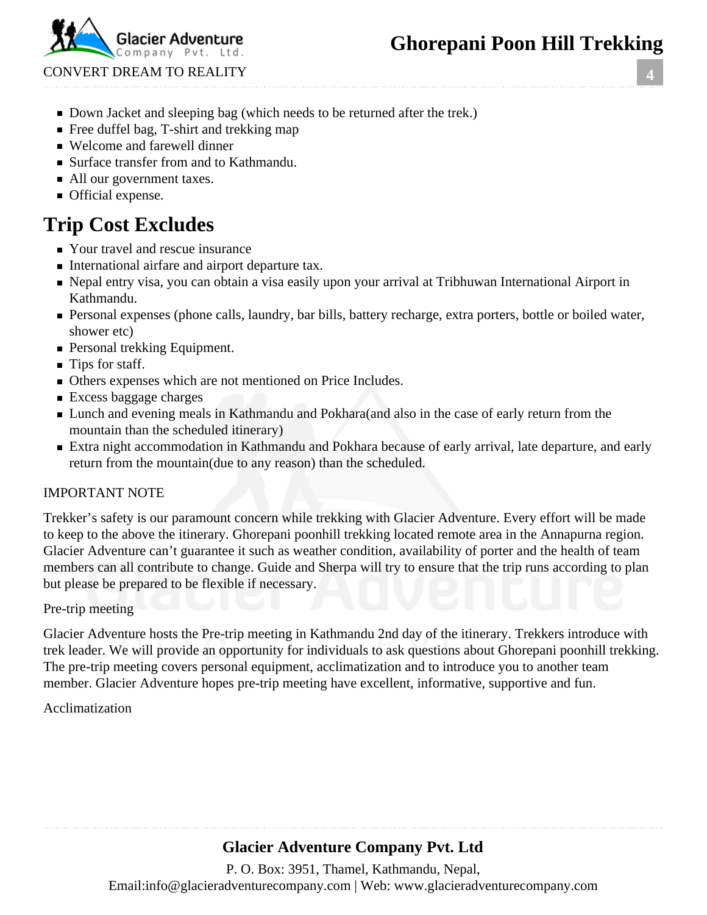- Down Jacket and sleeping bag (which needs to be returned after the trek.)
- Free duffel bag, T-shirt and trekking map
- Welcome and farewell dinner
- Surface transfer from and to Kathmandu.
- All our government taxes.
- Official expense.

## Trip Cost Excludes

- Your travel and rescue insurance
- International airfare and airport departure tax.
- Nepal entry visa, you can obtain a visa easily upon your arrival at Tribhuwan International Airport in Kathmandu.
- Personal expenses (phone calls, laundry, bar bills, battery recharge, extra porters, bottle or boiled water, shower etc)
- Personal trekking Equipment.
- Tips for staff.
- Others expenses which are not mentioned on Price Includes.
- Excess baggage charges
- Lunch and evening meals in Kathmandu and Pokhara(and also in the case of early return from the mountain than the scheduled itinerary)
- Extra night accommodation in Kathmandu and Pokhara because of early arrival, late departure, and early return from the mountain(due to any reason) than the scheduled.

IMPORTANT NOTE

Trekker's safety is our paramount concern while trekking with Glacier Adventure. Every effort will be made to keep to the above the itinerary. Ghorepani poonhill trekking located remote area in the Annapurna region. Glacier Adventure can't guarantee it such as weather condition, availability of porter and the health of team members can all contribute to change. Guide and Sherpa will try to ensure that the trip runs according to plan but please be prepared to be flexible if necessary.

Pre-trip meeting

Glacier Adventure hosts the Pre-trip meeting in Kathmandu 2nd day of the itinerary. Trekkers introduce with trek leader. We will provide an opportunity for individuals to ask questions about Ghorepani poonhill trekking. The pre-trip meeting covers personal equipment, acclimatization and to introduce you to another team member. Glacier Adventure hopes pre-trip meeting have excellent, informative, supportive and fun.

Acclimatization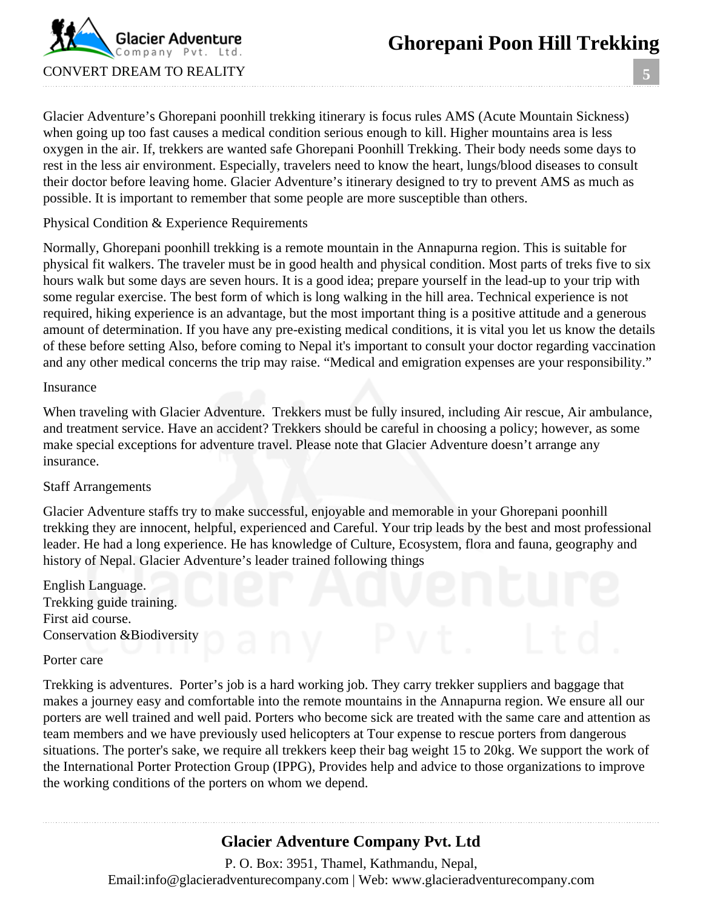Glacier Adventure's Ghorepani poonhill trekking itinerary is focus rules AMS (Acute Mountain Sickness) when going up too fast causes a medical condition serious enough to kill. Higher mountains area is less oxygen in the air. If, trekkers are wanted safe Ghorepani Poonhill Trekking. Their body needs some days to rest in the less air environment. Especially, travelers need to know the heart, lungs/blood diseases to consult their doctor before leaving home. Glacier Adventure's itinerary designed to try to prevent AMS as much as possible. It is important to remember that some people are more susceptible than others.

## Physical Condition & Experience Requirements

Normally, Ghorepani poonhill trekking is a remote mountain in the Annapurna region. This is suitable for physical fit walkers. The traveler must be in good health and physical condition. Most parts of treks five to six hours walk but some days are seven hours. It is a good idea; prepare yourself in the lead-up to your trip with some regular exercise. The best form of which is long walking in the hill area. Technical experience is not required, hiking experience is an advantage, but the most important thing is a positive attitude and a generous amount of determination. If you have any pre-existing medical conditions, it is vital you let us know the details of these before setting Also, before coming to Nepal it's important to consult your doctor regarding vaccination and any other medical concerns the trip may raise. "Medical and emigration expenses are your responsibility."

## Insurance

When traveling with Glacier Adventure. Trekkers must be fully insured, including Air rescue, Air ambulance, and treatment service. Have an accident? Trekkers should be careful in choosing a policy; however, as some make special exceptions for adventure travel. Please note that Glacier Adventure doesn't arrange any insurance.

## Staff Arrangements

Glacier Adventure staffs try to make successful, enjoyable and memorable in your Ghorepani poonhill trekking they are innocent, helpful, experienced and Careful. Your trip leads by the best and most professional leader. He had a long experience. He has knowledge of Culture, Ecosystem, flora and fauna, geography and history of Nepal. Glacier Adventure's leader trained following things

English Language.  
Trekking guide training.  
First aid course.  
Conservation &Biodiversity

## Porter care

Trekking is adventures. Porter's job is a hard working job. They carry trekker suppliers and baggage that makes a journey easy and comfortable into the remote mountains in the Annapurna region. We ensure all our porters are well trained and well paid. Porters who become sick are treated with the same care and attention as team members and we have previously used helicopters at Tour expense to rescue porters from dangerous situations. The porter's sake, we require all trekkers keep their bag weight 15 to 20kg. We support the work of the International Porter Protection Group (IPPG), Provides help and advice to those organizations to improve the working conditions of the porters on whom we depend.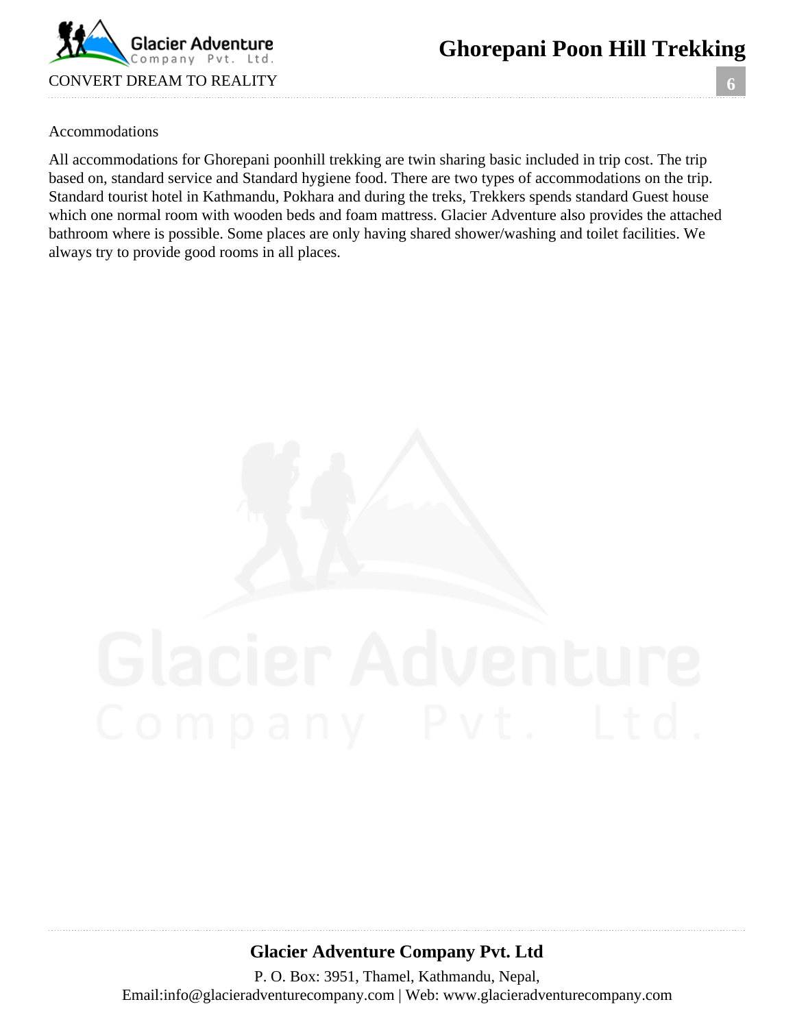Accommodations

All accommodations for Ghorepani poonhill trekking are twin sharing basic included in trip cost. The trip based on, standard service and Standard hygiene food. There are two types of accommodations on the trip. Standard tourist hotel in Kathmandu, Pokhara and during the treks, Trekkers spends standard Guest house which one normal room with wooden beds and foam mattress. Glacier Adventure also provides the attached bathroom where is possible. Some places are only having shared shower/washing and toilet facilities. We always try to provide good rooms in all places.